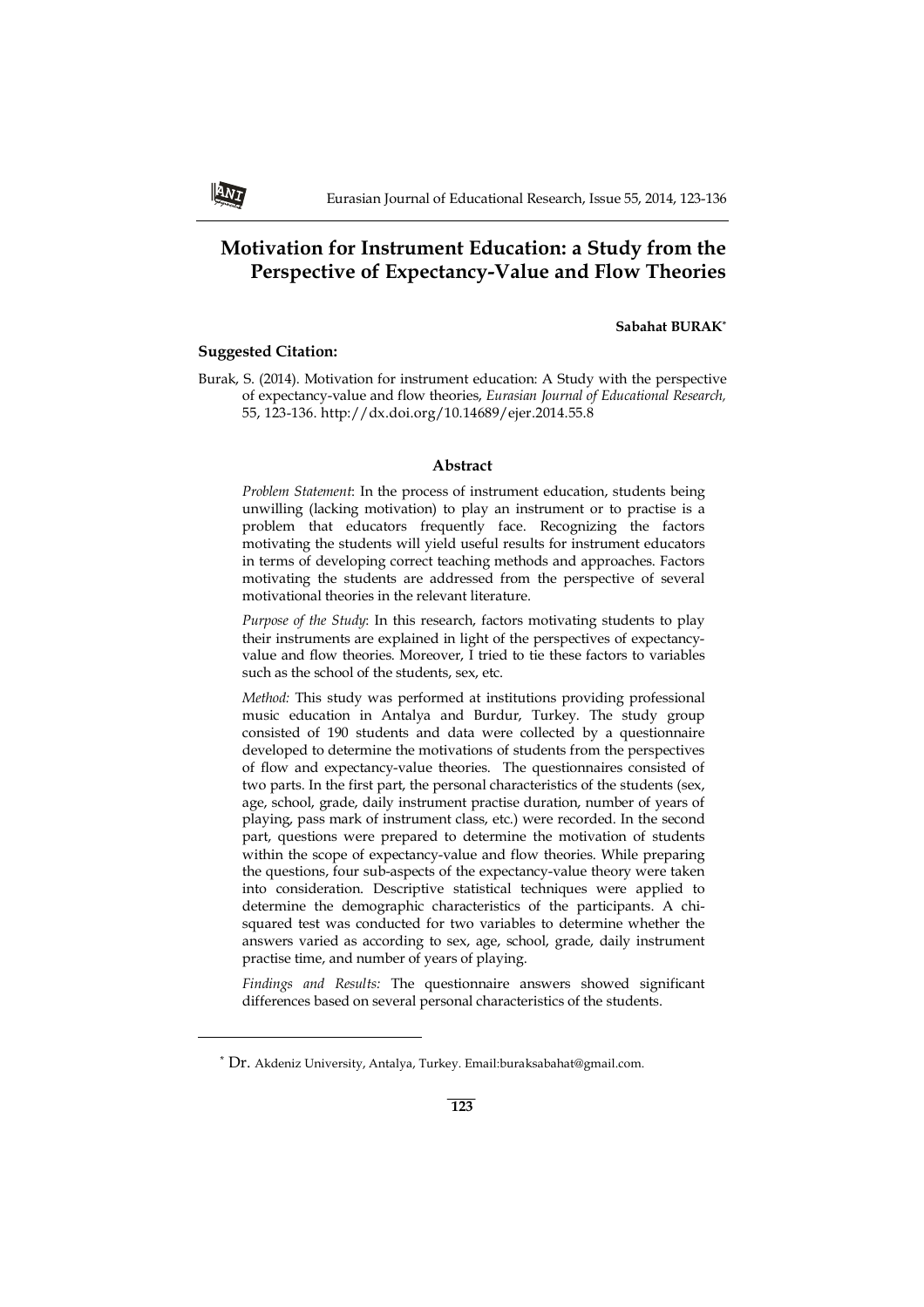# Motivation for Instrument Education: a Study from the Perspective of Expectancy-Value and Flow Theories

**Sabahat BURAK***

**Suggested Citation:**

Burak, S. (2014). Motivation for instrument education: A Study with the perspective of expectancy-value and flow theories, *Eurasian Journal of Educational Research,* 55, 123-136. http://dx.doi.org/10.14689/ejer.2014.55.8

## Abstract

*Problem Statement*: In the process of instrument education, students being unwilling (lacking motivation) to play an instrument or to practise is a problem that educators frequently face. Recognizing the factors motivating the students will yield useful results for instrument educators in terms of developing correct teaching methods and approaches. Factors motivating the students are addressed from the perspective of several motivational theories in the relevant literature.

*Purpose of the Study*: In this research, factors motivating students to play their instruments are explained in light of the perspectives of expectancy-value and flow theories. Moreover, I tried to tie these factors to variables such as the school of the students, sex, etc.

*Method:* This study was performed at institutions providing professional music education in Antalya and Burdur, Turkey. The study group consisted of 190 students and data were collected by a questionnaire developed to determine the motivations of students from the perspectives of flow and expectancy-value theories. The questionnaires consisted of two parts. In the first part, the personal characteristics of the students (sex, age, school, grade, daily instrument practise duration, number of years of playing, pass mark of instrument class, etc.) were recorded. In the second part, questions were prepared to determine the motivation of students within the scope of expectancy-value and flow theories. While preparing the questions, four sub-aspects of the expectancy-value theory were taken into consideration. Descriptive statistical techniques were applied to determine the demographic characteristics of the participants. A chi-squared test was conducted for two variables to determine whether the answers varied as according to sex, age, school, grade, daily instrument practise time, and number of years of playing.

*Findings and Results:* The questionnaire answers showed significant differences based on several personal characteristics of the students.

---

* Dr. Akdeniz University, Antalya, Turkey. Email:buraksabahat@gmail.com.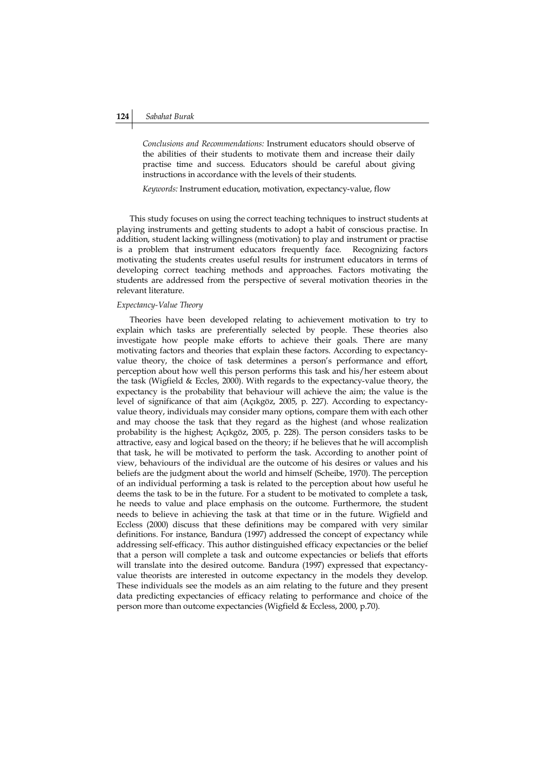*Conclusions and Recommendations:* Instrument educators should observe of the abilities of their students to motivate them and increase their daily practise time and success. Educators should be careful about giving instructions in accordance with the levels of their students.

*Keywords:* Instrument education, motivation, expectancy-value, flow

This study focuses on using the correct teaching techniques to instruct students at playing instruments and getting students to adopt a habit of conscious practise. In addition, student lacking willingness (motivation) to play and instrument or practise is a problem that instrument educators frequently face. Recognizing factors motivating the students creates useful results for instrument educators in terms of developing correct teaching methods and approaches. Factors motivating the students are addressed from the perspective of several motivation theories in the relevant literature.

*Expectancy-Value Theory*

Theories have been developed relating to achievement motivation to try to explain which tasks are preferentially selected by people. These theories also investigate how people make efforts to achieve their goals. There are many motivating factors and theories that explain these factors. According to expectancy-value theory, the choice of task determines a person's performance and effort, perception about how well this person performs this task and his/her esteem about the task (Wigfield & Eccles, 2000). With regards to the expectancy-value theory, the expectancy is the probability that behaviour will achieve the aim; the value is the level of significance of that aim (Açıkgöz, 2005, p. 227). According to expectancy-value theory, individuals may consider many options, compare them with each other and may choose the task that they regard as the highest (and whose realization probability is the highest; Açıkgöz, 2005, p. 228). The person considers tasks to be attractive, easy and logical based on the theory; if he believes that he will accomplish that task, he will be motivated to perform the task. According to another point of view, behaviours of the individual are the outcome of his desires or values and his beliefs are the judgment about the world and himself (Scheibe, 1970). The perception of an individual performing a task is related to the perception about how useful he deems the task to be in the future. For a student to be motivated to complete a task, he needs to value and place emphasis on the outcome. Furthermore, the student needs to believe in achieving the task at that time or in the future. Wigfield and Eccless (2000) discuss that these definitions may be compared with very similar definitions. For instance, Bandura (1997) addressed the concept of expectancy while addressing self-efficacy. This author distinguished efficacy expectancies or the belief that a person will complete a task and outcome expectancies or beliefs that efforts will translate into the desired outcome. Bandura (1997) expressed that expectancy-value theorists are interested in outcome expectancy in the models they develop. These individuals see the models as an aim relating to the future and they present data predicting expectancies of efficacy relating to performance and choice of the person more than outcome expectancies (Wigfield & Eccless, 2000, p.70).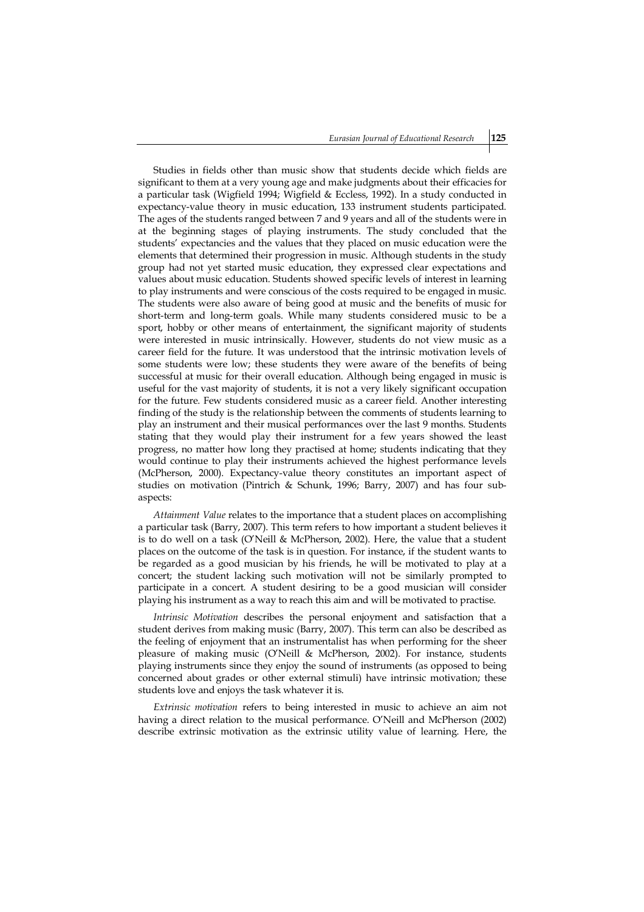Studies in fields other than music show that students decide which fields are significant to them at a very young age and make judgments about their efficacies for a particular task (Wigfield 1994; Wigfield & Eccless, 1992). In a study conducted in expectancy-value theory in music education, 133 instrument students participated. The ages of the students ranged between 7 and 9 years and all of the students were in at the beginning stages of playing instruments. The study concluded that the students' expectancies and the values that they placed on music education were the elements that determined their progression in music. Although students in the study group had not yet started music education, they expressed clear expectations and values about music education. Students showed specific levels of interest in learning to play instruments and were conscious of the costs required to be engaged in music. The students were also aware of being good at music and the benefits of music for short-term and long-term goals. While many students considered music to be a sport, hobby or other means of entertainment, the significant majority of students were interested in music intrinsically. However, students do not view music as a career field for the future. It was understood that the intrinsic motivation levels of some students were low; these students they were aware of the benefits of being successful at music for their overall education. Although being engaged in music is useful for the vast majority of students, it is not a very likely significant occupation for the future. Few students considered music as a career field. Another interesting finding of the study is the relationship between the comments of students learning to play an instrument and their musical performances over the last 9 months. Students stating that they would play their instrument for a few years showed the least progress, no matter how long they practised at home; students indicating that they would continue to play their instruments achieved the highest performance levels (McPherson, 2000). Expectancy-value theory constitutes an important aspect of studies on motivation (Pintrich & Schunk, 1996; Barry, 2007) and has four sub-aspects:

*Attainment Value* relates to the importance that a student places on accomplishing a particular task (Barry, 2007). This term refers to how important a student believes it is to do well on a task (O'Neill & McPherson, 2002). Here, the value that a student places on the outcome of the task is in question. For instance, if the student wants to be regarded as a good musician by his friends, he will be motivated to play at a concert; the student lacking such motivation will not be similarly prompted to participate in a concert. A student desiring to be a good musician will consider playing his instrument as a way to reach this aim and will be motivated to practise.

*Intrinsic Motivation* describes the personal enjoyment and satisfaction that a student derives from making music (Barry, 2007). This term can also be described as the feeling of enjoyment that an instrumentalist has when performing for the sheer pleasure of making music (O'Neill & McPherson, 2002). For instance, students playing instruments since they enjoy the sound of instruments (as opposed to being concerned about grades or other external stimuli) have intrinsic motivation; these students love and enjoys the task whatever it is.

*Extrinsic motivation* refers to being interested in music to achieve an aim not having a direct relation to the musical performance. O'Neill and McPherson (2002) describe extrinsic motivation as the extrinsic utility value of learning. Here, the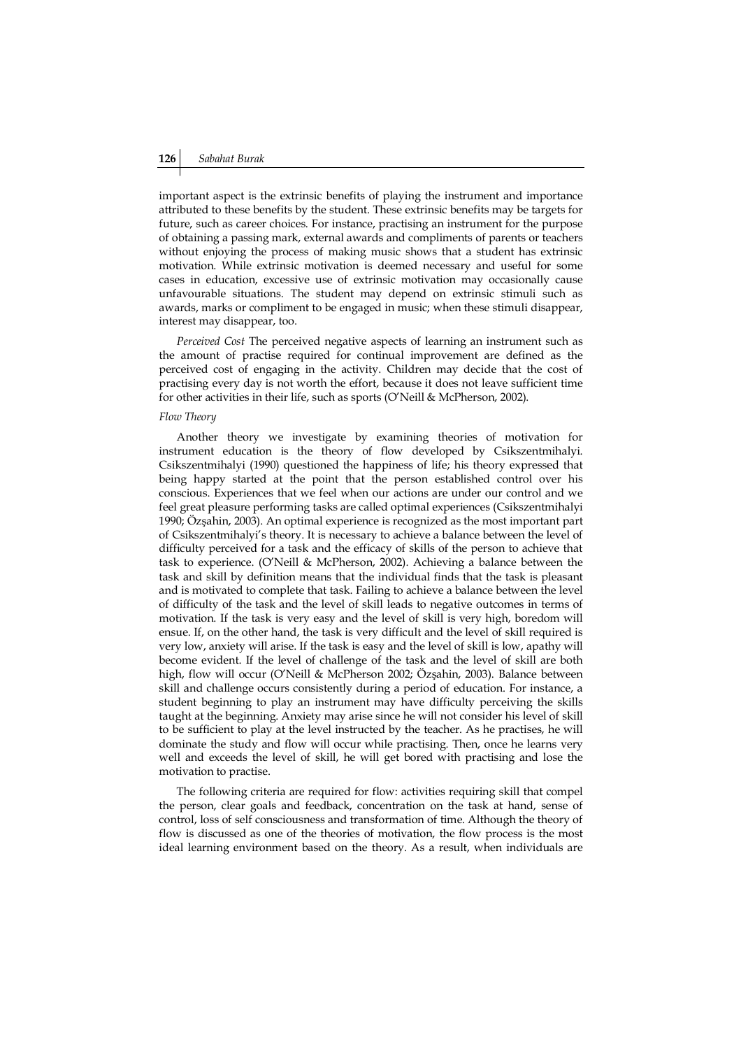important aspect is the extrinsic benefits of playing the instrument and importance attributed to these benefits by the student. These extrinsic benefits may be targets for future, such as career choices. For instance, practising an instrument for the purpose of obtaining a passing mark, external awards and compliments of parents or teachers without enjoying the process of making music shows that a student has extrinsic motivation. While extrinsic motivation is deemed necessary and useful for some cases in education, excessive use of extrinsic motivation may occasionally cause unfavourable situations. The student may depend on extrinsic stimuli such as awards, marks or compliment to be engaged in music; when these stimuli disappear, interest may disappear, too.

*Perceived Cost* The perceived negative aspects of learning an instrument such as the amount of practise required for continual improvement are defined as the perceived cost of engaging in the activity. Children may decide that the cost of practising every day is not worth the effort, because it does not leave sufficient time for other activities in their life, such as sports (O'Neill & McPherson, 2002).

*Flow Theory*

Another theory we investigate by examining theories of motivation for instrument education is the theory of flow developed by Csikszentmihalyi. Csikszentmihalyi (1990) questioned the happiness of life; his theory expressed that being happy started at the point that the person established control over his conscious. Experiences that we feel when our actions are under our control and we feel great pleasure performing tasks are called optimal experiences (Csikszentmihalyi 1990; Özşahin, 2003). An optimal experience is recognized as the most important part of Csikszentmihalyi's theory. It is necessary to achieve a balance between the level of difficulty perceived for a task and the efficacy of skills of the person to achieve that task to experience. (O'Neill & McPherson, 2002). Achieving a balance between the task and skill by definition means that the individual finds that the task is pleasant and is motivated to complete that task. Failing to achieve a balance between the level of difficulty of the task and the level of skill leads to negative outcomes in terms of motivation. If the task is very easy and the level of skill is very high, boredom will ensue. If, on the other hand, the task is very difficult and the level of skill required is very low, anxiety will arise. If the task is easy and the level of skill is low, apathy will become evident. If the level of challenge of the task and the level of skill are both high, flow will occur (O'Neill & McPherson 2002; Özşahin, 2003). Balance between skill and challenge occurs consistently during a period of education. For instance, a student beginning to play an instrument may have difficulty perceiving the skills taught at the beginning. Anxiety may arise since he will not consider his level of skill to be sufficient to play at the level instructed by the teacher. As he practises, he will dominate the study and flow will occur while practising. Then, once he learns very well and exceeds the level of skill, he will get bored with practising and lose the motivation to practise.

The following criteria are required for flow: activities requiring skill that compel the person, clear goals and feedback, concentration on the task at hand, sense of control, loss of self consciousness and transformation of time. Although the theory of flow is discussed as one of the theories of motivation, the flow process is the most ideal learning environment based on the theory. As a result, when individuals are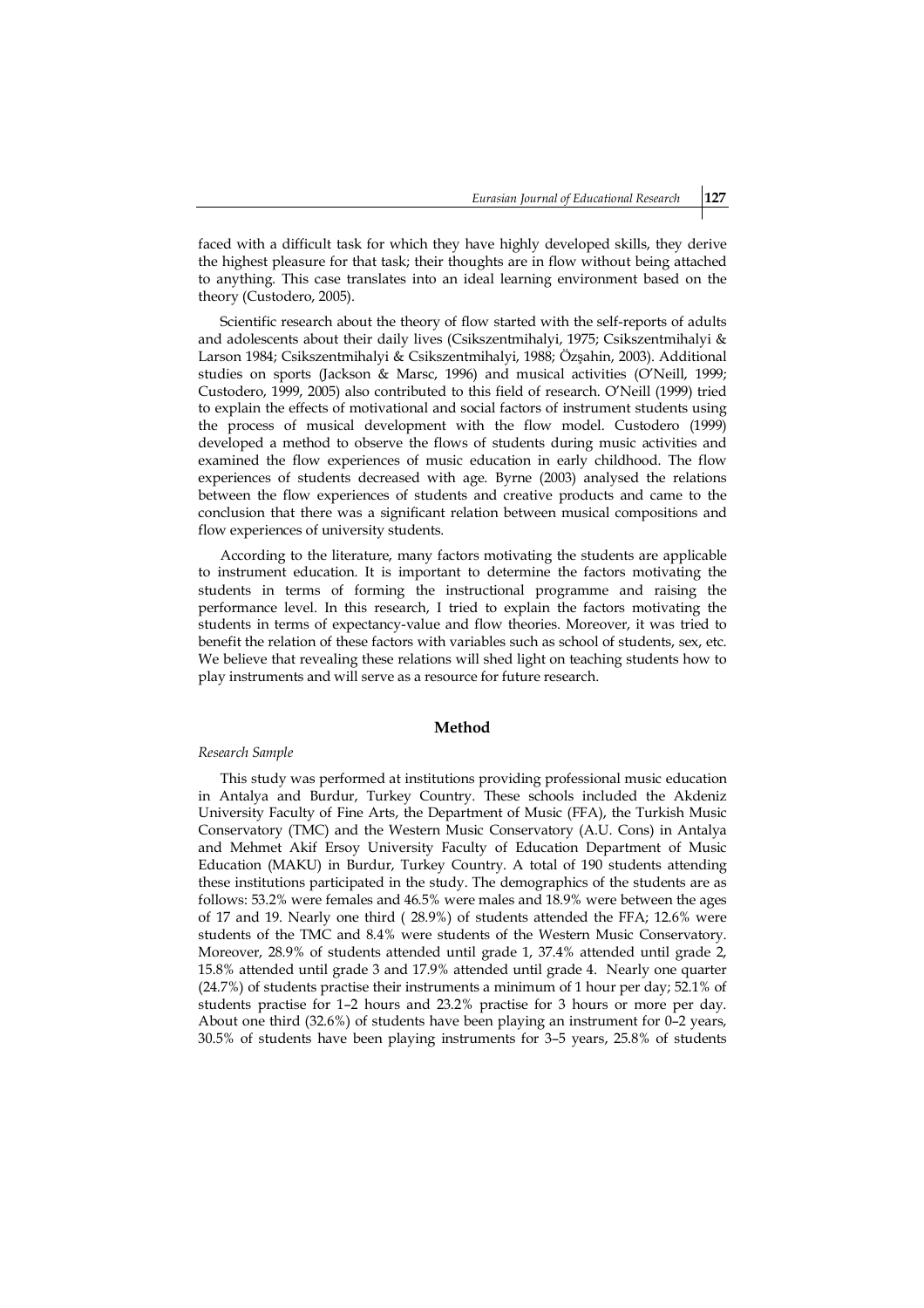faced with a difficult task for which they have highly developed skills, they derive the highest pleasure for that task; their thoughts are in flow without being attached to anything. This case translates into an ideal learning environment based on the theory (Custodero, 2005).

Scientific research about the theory of flow started with the self-reports of adults and adolescents about their daily lives (Csikszentmihalyi, 1975; Csikszentmihalyi & Larson 1984; Csikszentmihalyi & Csikszentmihalyi, 1988; Özşahin, 2003). Additional studies on sports (Jackson & Marsc, 1996) and musical activities (O'Neill, 1999; Custodero, 1999, 2005) also contributed to this field of research. O'Neill (1999) tried to explain the effects of motivational and social factors of instrument students using the process of musical development with the flow model. Custodero (1999) developed a method to observe the flows of students during music activities and examined the flow experiences of music education in early childhood. The flow experiences of students decreased with age. Byrne (2003) analysed the relations between the flow experiences of students and creative products and came to the conclusion that there was a significant relation between musical compositions and flow experiences of university students.

According to the literature, many factors motivating the students are applicable to instrument education. It is important to determine the factors motivating the students in terms of forming the instructional programme and raising the performance level. In this research, I tried to explain the factors motivating the students in terms of expectancy-value and flow theories. Moreover, it was tried to benefit the relation of these factors with variables such as school of students, sex, etc. We believe that revealing these relations will shed light on teaching students how to play instruments and will serve as a resource for future research.

## Method

### *Research Sample*

This study was performed at institutions providing professional music education in Antalya and Burdur, Turkey Country. These schools included the Akdeniz University Faculty of Fine Arts, the Department of Music (FFA), the Turkish Music Conservatory (TMC) and the Western Music Conservatory (A.U. Cons) in Antalya and Mehmet Akif Ersoy University Faculty of Education Department of Music Education (MAKU) in Burdur, Turkey Country. A total of 190 students attending these institutions participated in the study. The demographics of the students are as follows: 53.2% were females and 46.5% were males and 18.9% were between the ages of 17 and 19. Nearly one third ( 28.9%) of students attended the FFA; 12.6% were students of the TMC and 8.4% were students of the Western Music Conservatory. Moreover, 28.9% of students attended until grade 1, 37.4% attended until grade 2, 15.8% attended until grade 3 and 17.9% attended until grade 4. Nearly one quarter (24.7%) of students practise their instruments a minimum of 1 hour per day; 52.1% of students practise for 1–2 hours and 23.2% practise for 3 hours or more per day. About one third (32.6%) of students have been playing an instrument for 0–2 years, 30.5% of students have been playing instruments for 3–5 years, 25.8% of students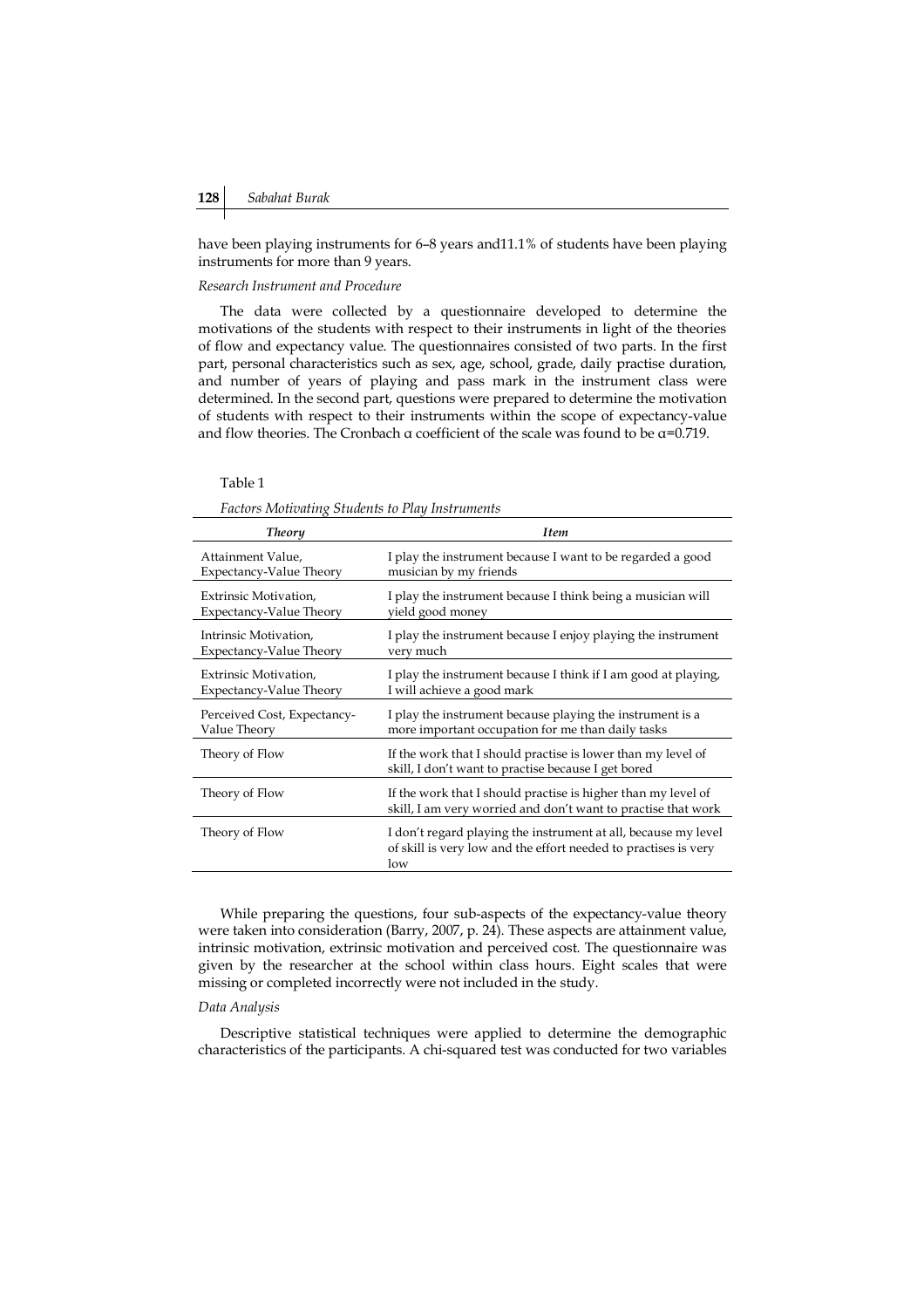have been playing instruments for 6–8 years and11.1% of students have been playing instruments for more than 9 years.

*Research Instrument and Procedure*

The data were collected by a questionnaire developed to determine the motivations of the students with respect to their instruments in light of the theories of flow and expectancy value. The questionnaires consisted of two parts. In the first part, personal characteristics such as sex, age, school, grade, daily practise duration, and number of years of playing and pass mark in the instrument class were determined. In the second part, questions were prepared to determine the motivation of students with respect to their instruments within the scope of expectancy-value and flow theories. The Cronbach α coefficient of the scale was found to be $\alpha$=0.719.

Table 1

*Factors Motivating Students to Play Instruments*

| *Theory* | *Item* |
|---|---|
| Attainment Value, Expectancy-Value Theory | I play the instrument because I want to be regarded a good musician by my friends |
| Extrinsic Motivation, Expectancy-Value Theory | I play the instrument because I think being a musician will yield good money |
| Intrinsic Motivation, Expectancy-Value Theory | I play the instrument because I enjoy playing the instrument very much |
| Extrinsic Motivation, Expectancy-Value Theory | I play the instrument because I think if I am good at playing, I will achieve a good mark |
| Perceived Cost, Expectancy-Value Theory | I play the instrument because playing the instrument is a more important occupation for me than daily tasks |
| Theory of Flow | If the work that I should practise is lower than my level of skill, I don't want to practise because I get bored |
| Theory of Flow | If the work that I should practise is higher than my level of skill, I am very worried and don't want to practise that work |
| Theory of Flow | I don't regard playing the instrument at all, because my level of skill is very low and the effort needed to practises is very low |

While preparing the questions, four sub-aspects of the expectancy-value theory were taken into consideration (Barry, 2007, p. 24). These aspects are attainment value, intrinsic motivation, extrinsic motivation and perceived cost. The questionnaire was given by the researcher at the school within class hours. Eight scales that were missing or completed incorrectly were not included in the study.

*Data Analysis*

Descriptive statistical techniques were applied to determine the demographic characteristics of the participants. A chi-squared test was conducted for two variables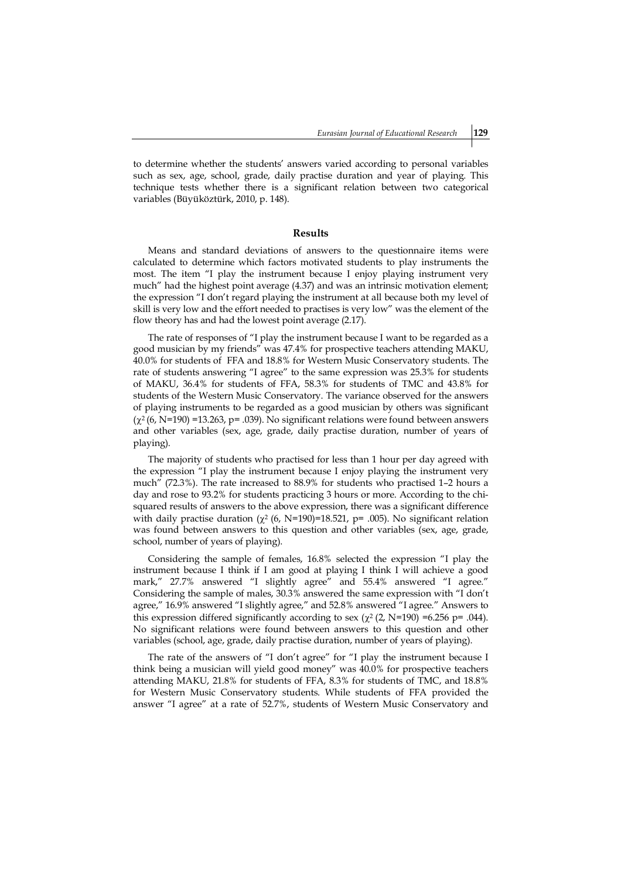to determine whether the students' answers varied according to personal variables such as sex, age, school, grade, daily practise duration and year of playing. This technique tests whether there is a significant relation between two categorical variables (Büyüköztürk, 2010, p. 148).

## Results

Means and standard deviations of answers to the questionnaire items were calculated to determine which factors motivated students to play instruments the most. The item "I play the instrument because I enjoy playing instrument very much" had the highest point average (4.37) and was an intrinsic motivation element; the expression "I don't regard playing the instrument at all because both my level of skill is very low and the effort needed to practises is very low" was the element of the flow theory has and had the lowest point average (2.17).

The rate of responses of "I play the instrument because I want to be regarded as a good musician by my friends" was 47.4% for prospective teachers attending MAKU, 40.0% for students of FFA and 18.8% for Western Music Conservatory students. The rate of students answering "I agree" to the same expression was 25.3% for students of MAKU, 36.4% for students of FFA, 58.3% for students of TMC and 43.8% for students of the Western Music Conservatory. The variance observed for the answers of playing instruments to be regarded as a good musician by others was significant ($\chi^2$ (6, N=190) =13.263, p= .039). No significant relations were found between answers and other variables (sex, age, grade, daily practise duration, number of years of playing).

The majority of students who practised for less than 1 hour per day agreed with the expression "I play the instrument because I enjoy playing the instrument very much" (72.3%). The rate increased to 88.9% for students who practised 1–2 hours a day and rose to 93.2% for students practicing 3 hours or more. According to the chi-squared results of answers to the above expression, there was a significant difference with daily practise duration ($\chi^2$ (6, N=190)=18.521, p= .005). No significant relation was found between answers to this question and other variables (sex, age, grade, school, number of years of playing).

Considering the sample of females, 16.8% selected the expression "I play the instrument because I think if I am good at playing I think I will achieve a good mark," 27.7% answered "I slightly agree" and 55.4% answered "I agree." Considering the sample of males, 30.3% answered the same expression with "I don't agree," 16.9% answered "I slightly agree," and 52.8% answered "I agree." Answers to this expression differed significantly according to sex ($\chi^2$ (2, N=190) =6.256 p= .044). No significant relations were found between answers to this question and other variables (school, age, grade, daily practise duration, number of years of playing).

The rate of the answers of "I don't agree" for "I play the instrument because I think being a musician will yield good money" was 40.0% for prospective teachers attending MAKU, 21.8% for students of FFA, 8.3% for students of TMC, and 18.8% for Western Music Conservatory students. While students of FFA provided the answer "I agree" at a rate of 52.7%, students of Western Music Conservatory and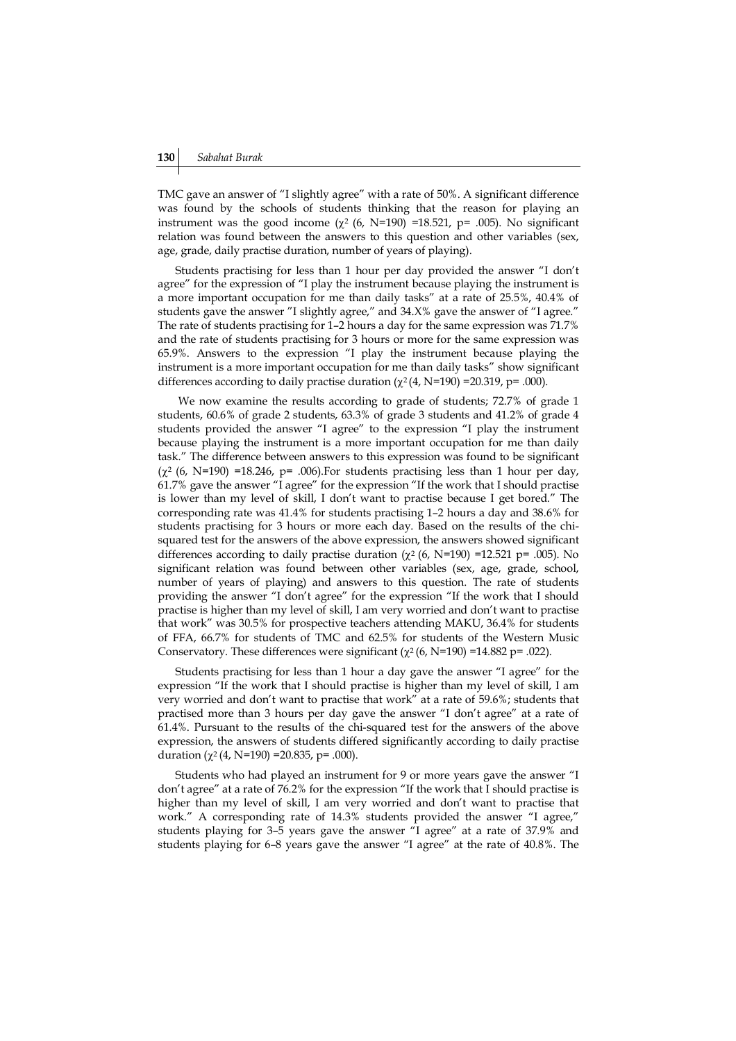TMC gave an answer of "I slightly agree" with a rate of 50%. A significant difference was found by the schools of students thinking that the reason for playing an instrument was the good income ($\chi^2$ (6, N=190) =18.521, p= .005). No significant relation was found between the answers to this question and other variables (sex, age, grade, daily practise duration, number of years of playing).

Students practising for less than 1 hour per day provided the answer "I don't agree" for the expression of "I play the instrument because playing the instrument is a more important occupation for me than daily tasks" at a rate of 25.5%, 40.4% of students gave the answer "I slightly agree," and 34.X% gave the answer of "I agree." The rate of students practising for 1–2 hours a day for the same expression was 71.7% and the rate of students practising for 3 hours or more for the same expression was 65.9%. Answers to the expression "I play the instrument because playing the instrument is a more important occupation for me than daily tasks" show significant differences according to daily practise duration ($\chi^2$(4, N=190) =20.319, p= .000).

We now examine the results according to grade of students; 72.7% of grade 1 students, 60.6% of grade 2 students, 63.3% of grade 3 students and 41.2% of grade 4 students provided the answer "I agree" to the expression "I play the instrument because playing the instrument is a more important occupation for me than daily task." The difference between answers to this expression was found to be significant ($\chi^2$ (6, N=190) =18.246, p= .006).For students practising less than 1 hour per day, 61.7% gave the answer "I agree" for the expression "If the work that I should practise is lower than my level of skill, I don't want to practise because I get bored." The corresponding rate was 41.4% for students practising 1–2 hours a day and 38.6% for students practising for 3 hours or more each day. Based on the results of the chi-squared test for the answers of the above expression, the answers showed significant differences according to daily practise duration ($\chi^2$ (6, N=190) =12.521 p= .005). No significant relation was found between other variables (sex, age, grade, school, number of years of playing) and answers to this question. The rate of students providing the answer "I don't agree" for the expression "If the work that I should practise is higher than my level of skill, I am very worried and don't want to practise that work" was 30.5% for prospective teachers attending MAKU, 36.4% for students of FFA, 66.7% for students of TMC and 62.5% for students of the Western Music Conservatory. These differences were significant ($\chi^2$(6, N=190) =14.882 p= .022).

Students practising for less than 1 hour a day gave the answer "I agree" for the expression "If the work that I should practise is higher than my level of skill, I am very worried and don't want to practise that work" at a rate of 59.6%; students that practised more than 3 hours per day gave the answer "I don't agree" at a rate of 61.4%. Pursuant to the results of the chi-squared test for the answers of the above expression, the answers of students differed significantly according to daily practise duration ($\chi^2$(4, N=190) =20.835, p= .000).

Students who had played an instrument for 9 or more years gave the answer "I don't agree" at a rate of 76.2% for the expression "If the work that I should practise is higher than my level of skill, I am very worried and don't want to practise that work." A corresponding rate of 14.3% students provided the answer "I agree," students playing for 3–5 years gave the answer "I agree" at a rate of 37.9% and students playing for 6–8 years gave the answer "I agree" at the rate of 40.8%. The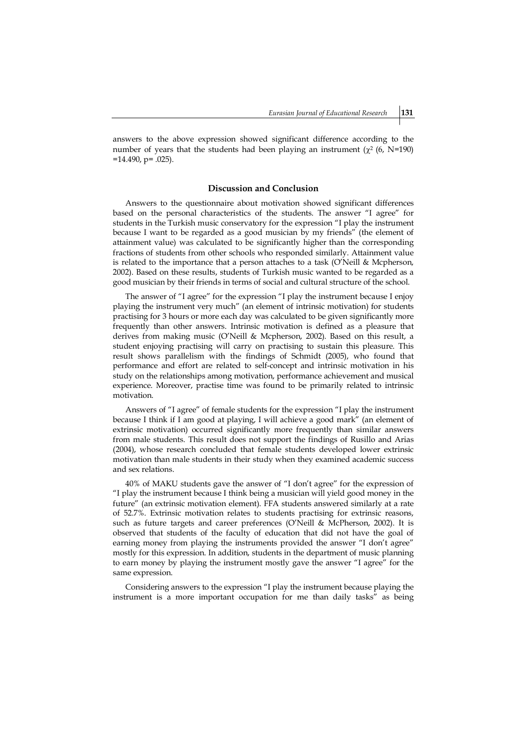answers to the above expression showed significant difference according to the number of years that the students had been playing an instrument ($\chi^2$ (6, N=190) =14.490, p= .025).

## Discussion and Conclusion

Answers to the questionnaire about motivation showed significant differences based on the personal characteristics of the students. The answer "I agree" for students in the Turkish music conservatory for the expression "I play the instrument because I want to be regarded as a good musician by my friends" (the element of attainment value) was calculated to be significantly higher than the corresponding fractions of students from other schools who responded similarly. Attainment value is related to the importance that a person attaches to a task (O'Neill & Mcpherson, 2002). Based on these results, students of Turkish music wanted to be regarded as a good musician by their friends in terms of social and cultural structure of the school.

The answer of "I agree" for the expression "I play the instrument because I enjoy playing the instrument very much" (an element of intrinsic motivation) for students practising for 3 hours or more each day was calculated to be given significantly more frequently than other answers. Intrinsic motivation is defined as a pleasure that derives from making music (O'Neill & Mcpherson, 2002). Based on this result, a student enjoying practising will carry on practising to sustain this pleasure. This result shows parallelism with the findings of Schmidt (2005), who found that performance and effort are related to self-concept and intrinsic motivation in his study on the relationships among motivation, performance achievement and musical experience. Moreover, practise time was found to be primarily related to intrinsic motivation.

Answers of "I agree" of female students for the expression "I play the instrument because I think if I am good at playing, I will achieve a good mark" (an element of extrinsic motivation) occurred significantly more frequently than similar answers from male students. This result does not support the findings of Rusillo and Arias (2004), whose research concluded that female students developed lower extrinsic motivation than male students in their study when they examined academic success and sex relations.

40% of MAKU students gave the answer of "I don't agree" for the expression of "I play the instrument because I think being a musician will yield good money in the future" (an extrinsic motivation element). FFA students answered similarly at a rate of 52.7%. Extrinsic motivation relates to students practising for extrinsic reasons, such as future targets and career preferences (O'Neill & McPherson, 2002). It is observed that students of the faculty of education that did not have the goal of earning money from playing the instruments provided the answer "I don't agree" mostly for this expression. In addition, students in the department of music planning to earn money by playing the instrument mostly gave the answer "I agree" for the same expression.

Considering answers to the expression "I play the instrument because playing the instrument is a more important occupation for me than daily tasks" as being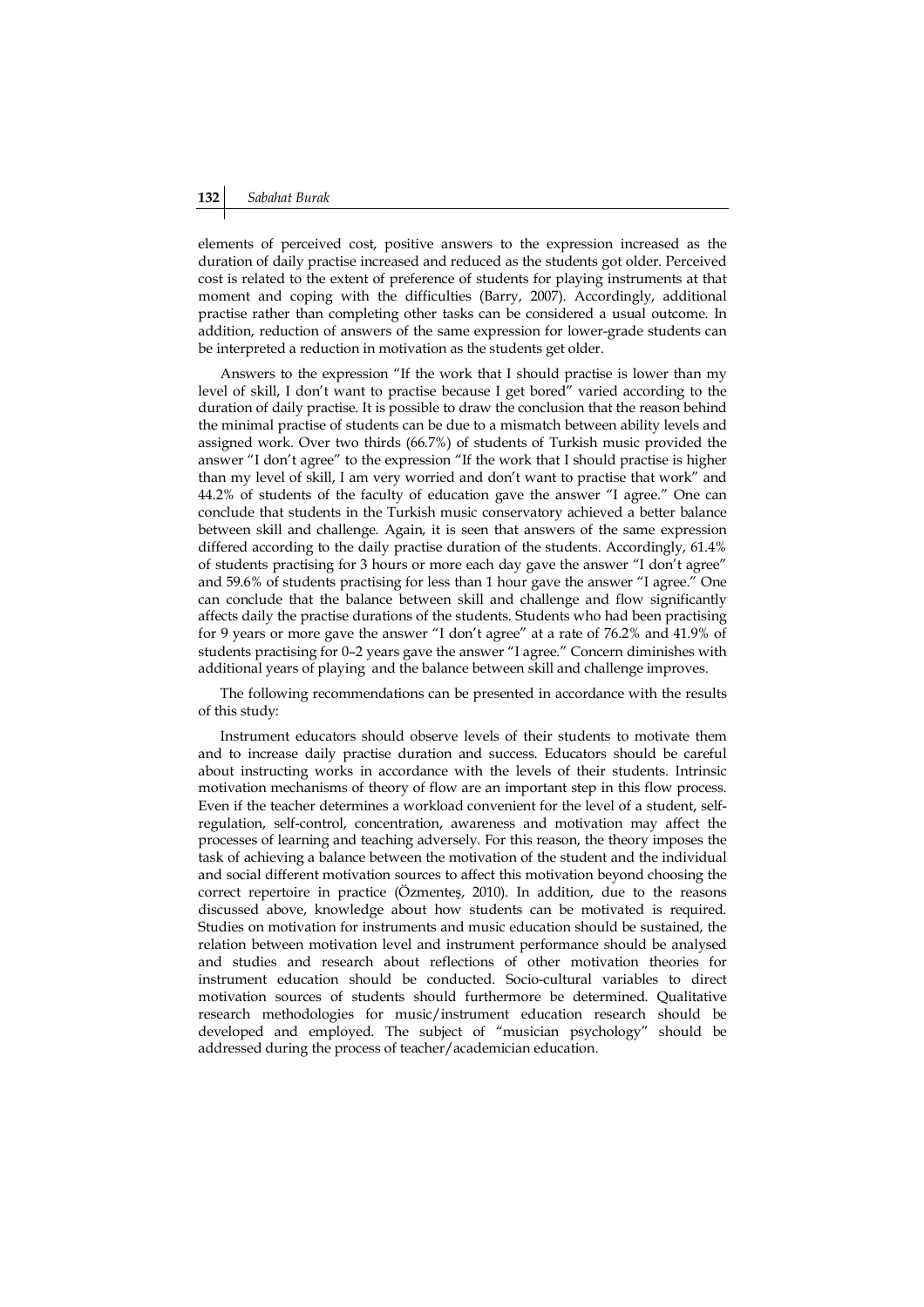elements of perceived cost, positive answers to the expression increased as the duration of daily practise increased and reduced as the students got older. Perceived cost is related to the extent of preference of students for playing instruments at that moment and coping with the difficulties (Barry, 2007). Accordingly, additional practise rather than completing other tasks can be considered a usual outcome. In addition, reduction of answers of the same expression for lower-grade students can be interpreted a reduction in motivation as the students get older.

Answers to the expression "If the work that I should practise is lower than my level of skill, I don't want to practise because I get bored" varied according to the duration of daily practise. It is possible to draw the conclusion that the reason behind the minimal practise of students can be due to a mismatch between ability levels and assigned work. Over two thirds (66.7%) of students of Turkish music provided the answer "I don't agree" to the expression "If the work that I should practise is higher than my level of skill, I am very worried and don't want to practise that work" and 44.2% of students of the faculty of education gave the answer "I agree." One can conclude that students in the Turkish music conservatory achieved a better balance between skill and challenge. Again, it is seen that answers of the same expression differed according to the daily practise duration of the students. Accordingly, 61.4% of students practising for 3 hours or more each day gave the answer "I don't agree" and 59.6% of students practising for less than 1 hour gave the answer "I agree." One can conclude that the balance between skill and challenge and flow significantly affects daily the practise durations of the students. Students who had been practising for 9 years or more gave the answer "I don't agree" at a rate of 76.2% and 41.9% of students practising for 0–2 years gave the answer "I agree." Concern diminishes with additional years of playing and the balance between skill and challenge improves.

The following recommendations can be presented in accordance with the results of this study:

Instrument educators should observe levels of their students to motivate them and to increase daily practise duration and success. Educators should be careful about instructing works in accordance with the levels of their students. Intrinsic motivation mechanisms of theory of flow are an important step in this flow process. Even if the teacher determines a workload convenient for the level of a student, self-regulation, self-control, concentration, awareness and motivation may affect the processes of learning and teaching adversely. For this reason, the theory imposes the task of achieving a balance between the motivation of the student and the individual and social different motivation sources to affect this motivation beyond choosing the correct repertoire in practice (Özmenteş, 2010). In addition, due to the reasons discussed above, knowledge about how students can be motivated is required. Studies on motivation for instruments and music education should be sustained, the relation between motivation level and instrument performance should be analysed and studies and research about reflections of other motivation theories for instrument education should be conducted. Socio-cultural variables to direct motivation sources of students should furthermore be determined. Qualitative research methodologies for music/instrument education research should be developed and employed. The subject of "musician psychology" should be addressed during the process of teacher/academician education.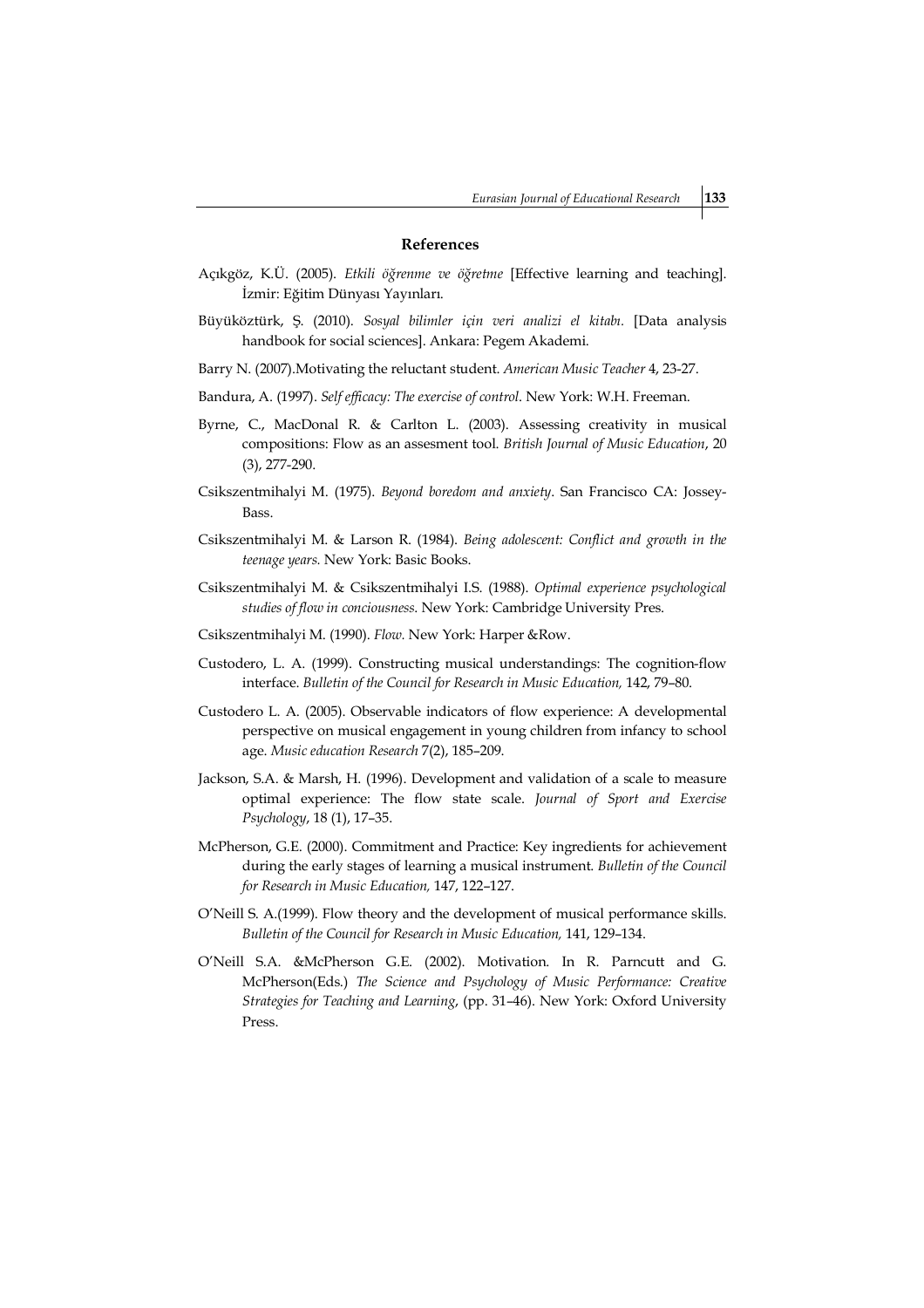## References

Açıkgöz, K.Ü. (2005). *Etkili öğrenme ve öğretme* [Effective learning and teaching]. İzmir: Eğitim Dünyası Yayınları.

Büyüköztürk, Ş. (2010). *Sosyal bilimler için veri analizi el kitabı*. [Data analysis handbook for social sciences]. Ankara: Pegem Akademi.

Barry N. (2007).Motivating the reluctant student. *American Music Teacher* 4, 23-27.

Bandura, A. (1997). *Self efficacy: The exercise of control*. New York: W.H. Freeman.

Byrne, C., MacDonal R. & Carlton L. (2003). Assessing creativity in musical compositions: Flow as an assesment tool. *British Journal of Music Education*, 20 (3), 277-290.

Csikszentmihalyi M. (1975). *Beyond boredom and anxiety*. San Francisco CA: Jossey-Bass.

Csikszentmihalyi M. & Larson R. (1984). *Being adolescent: Conflict and growth in the teenage years.* New York: Basic Books.

Csikszentmihalyi M. & Csikszentmihalyi I.S. (1988). *Optimal experience psychological studies of flow in conciousness*. New York: Cambridge University Pres.

Csikszentmihalyi M. (1990). *Flow*. New York: Harper &Row.

Custodero, L. A. (1999). Constructing musical understandings: The cognition-flow interface. *Bulletin of the Council for Research in Music Education,* 142, 79–80.

Custodero L. A. (2005). Observable indicators of flow experience: A developmental perspective on musical engagement in young children from infancy to school age. *Music education Research* 7(2), 185–209.

Jackson, S.A. & Marsh, H. (1996). Development and validation of a scale to measure optimal experience: The flow state scale. *Journal of Sport and Exercise Psychology*, 18 (1), 17–35.

McPherson, G.E. (2000). Commitment and Practice: Key ingredients for achievement during the early stages of learning a musical instrument. *Bulletin of the Council for Research in Music Education,* 147, 122–127.

O'Neill S. A.(1999). Flow theory and the development of musical performance skills. *Bulletin of the Council for Research in Music Education,* 141, 129–134.

O'Neill S.A. &McPherson G.E. (2002). Motivation. In R. Parncutt and G. McPherson(Eds.) *The Science and Psychology of Music Performance: Creative Strategies for Teaching and Learning*, (pp. 31–46). New York: Oxford University Press.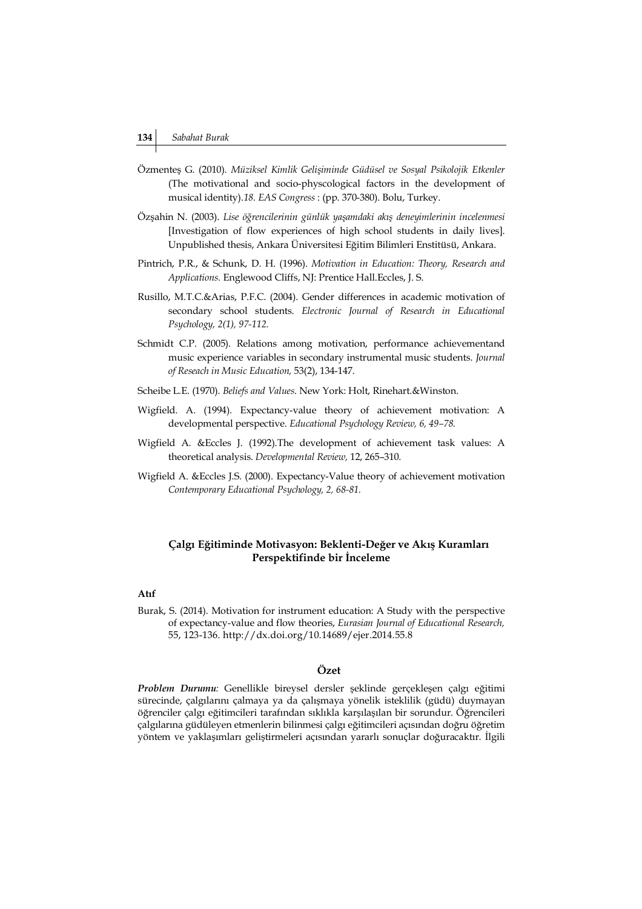Özmenteş G. (2010). *Müziksel Kimlik Gelişiminde Güdüsel ve Sosyal Psikolojik Etkenler* (The motivational and socio-physcological factors in the development of musical identity).*18. EAS Congress* : (pp. 370-380). Bolu, Turkey.

Özşahin N. (2003). *Lise öğrencilerinin günlük yaşamdaki akış deneyimlerinin incelenmesi* [Investigation of flow experiences of high school students in daily lives]. Unpublished thesis, Ankara Üniversitesi Eğitim Bilimleri Enstitüsü, Ankara.

Pintrich, P.R., & Schunk, D. H. (1996). *Motivation in Education: Theory, Research and Applications.* Englewood Cliffs, NJ: Prentice Hall.Eccles, J. S.

Rusillo, M.T.C.&Arias, P.F.C. (2004). Gender differences in academic motivation of secondary school students. *Electronic Journal of Research in Educational Psychology, 2(1), 97-112.*

Schmidt C.P. (2005). Relations among motivation, performance achievementand music experience variables in secondary instrumental music students. *Journal of Reseach in Music Education,* 53(2), 134-147.

Scheibe L.E. (1970). *Beliefs and Values*. New York: Holt, Rinehart.&Winston.

Wigfield. A. (1994). Expectancy-value theory of achievement motivation: A developmental perspective. *Educational Psychology Review, 6, 49–78.*

Wigfield A. &Eccles J. (1992).The development of achievement task values: A theoretical analysis. *Developmental Review,* 12, 265–310.

Wigfield A. &Eccles J.S. (2000). Expectancy-Value theory of achievement motivation *Contemporary Educational Psychology, 2, 68-81.*

## Çalgı Eğitiminde Motivasyon: Beklenti-Değer ve Akış Kuramları Perspektifinde bir İnceleme

**Atıf**

Burak, S. (2014). Motivation for instrument education: A Study with the perspective of expectancy-value and flow theories, *Eurasian Journal of Educational Research,* 55, 123-136. http://dx.doi.org/10.14689/ejer.2014.55.8

### Özet

***Problem Durumu:*** Genellikle bireysel dersler şeklinde gerçekleşen çalgı eğitimi sürecinde, çalgılarını çalmaya ya da çalışmaya yönelik isteklilik (güdü) duymayan öğrenciler çalgı eğitimcileri tarafından sıklıkla karşılaşılan bir sorundur. Öğrencileri çalgılarına güdüleyen etmenlerin bilinmesi çalgı eğitimcileri açısından doğru öğretim yöntem ve yaklaşımları geliştirmeleri açısından yararlı sonuçlar doğuracaktır. İlgili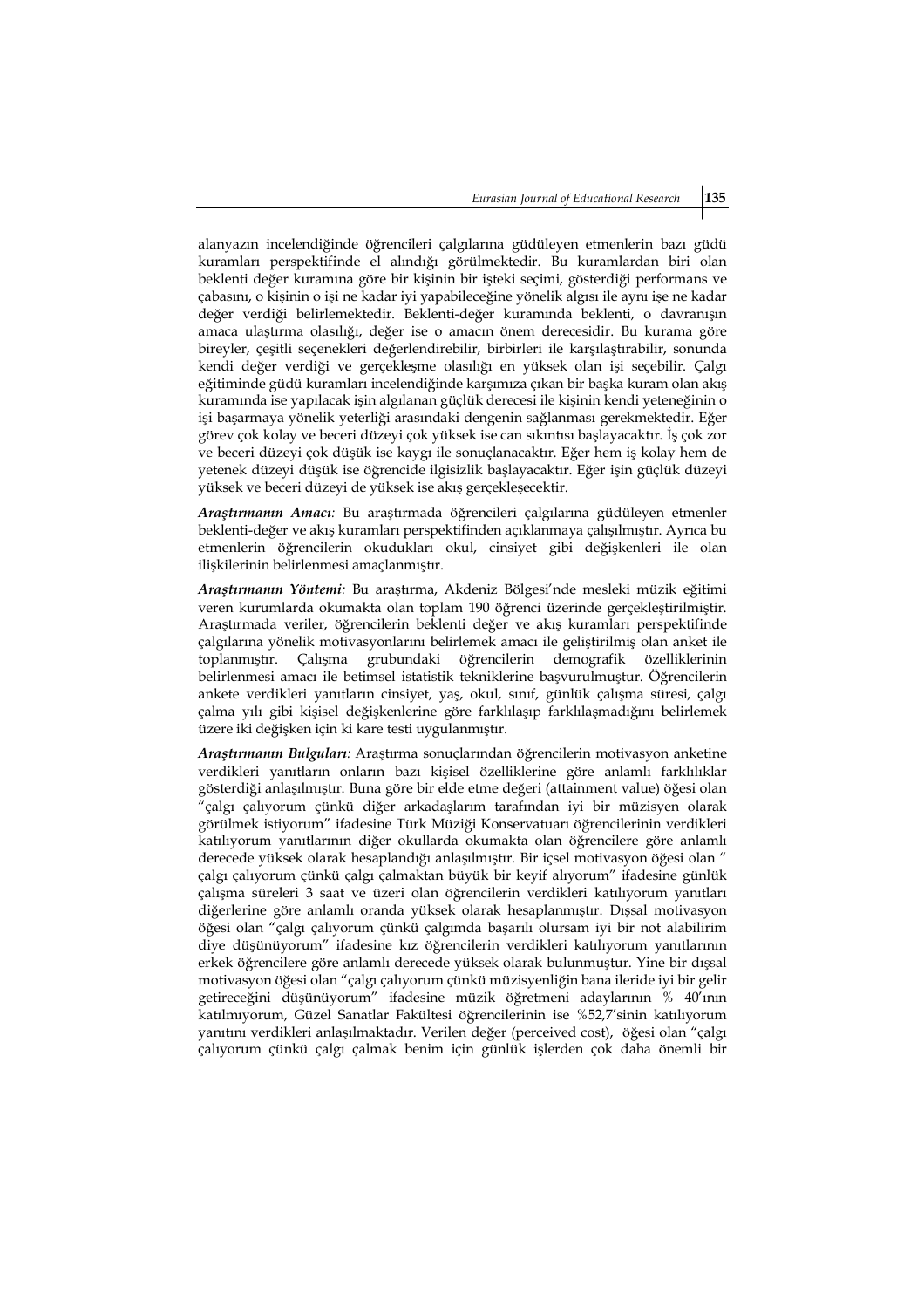alanyazın incelendiğinde öğrencileri çalgılarına güdüleyen etmenlerin bazı güdü kuramları perspektifinde el alındığı görülmektedir. Bu kuramlardan biri olan beklenti değer kuramına göre bir kişinin bir işteki seçimi, gösterdiği performans ve çabasını, o kişinin o işi ne kadar iyi yapabileceğine yönelik algısı ile aynı işe ne kadar değer verdiği belirlemektedir. Beklenti-değer kuramında beklenti, o davranışın amaca ulaştırma olasılığı, değer ise o amacın önem derecesidir. Bu kurama göre bireyler, çeşitli seçenekleri değerlendirebilir, birbirleri ile karşılaştırabilir, sonunda kendi değer verdiği ve gerçekleşme olasılığı en yüksek olan işi seçebilir. Çalgı eğitiminde güdü kuramları incelendiğinde karşımıza çıkan bir başka kuram olan akış kuramında ise yapılacak işin algılanan güçlük derecesi ile kişinin kendi yeteneğinin o işi başarmaya yönelik yeterliği arasındaki dengenin sağlanması gerekmektedir. Eğer görev çok kolay ve beceri düzeyi çok yüksek ise can sıkıntısı başlayacaktır. İş çok zor ve beceri düzeyi çok düşük ise kaygı ile sonuçlanacaktır. Eğer hem iş kolay hem de yetenek düzeyi düşük ise öğrencide ilgisizlik başlayacaktır. Eğer işin güçlük düzeyi yüksek ve beceri düzeyi de yüksek ise akış gerçekleşecektir.

***Araştırmanın Amacı:*** Bu araştırmada öğrencileri çalgılarına güdüleyen etmenler beklenti-değer ve akış kuramları perspektifinden açıklanmaya çalışılmıştır. Ayrıca bu etmenlerin öğrencilerin okudukları okul, cinsiyet gibi değişkenleri ile olan ilişkilerinin belirlenmesi amaçlanmıştır.

***Araştırmanın Yöntemi:*** Bu araştırma, Akdeniz Bölgesi'nde mesleki müzik eğitimi veren kurumlarda okumakta olan toplam 190 öğrenci üzerinde gerçekleştirilmiştir. Araştırmada veriler, öğrencilerin beklenti değer ve akış kuramları perspektifinde çalgılarına yönelik motivasyonlarını belirlemek amacı ile geliştirilmiş olan anket ile toplanmıştır. Çalışma grubundaki öğrencilerin demografik özelliklerinin belirlenmesi amacı ile betimsel istatistik tekniklerine başvurulmuştur. Öğrencilerin ankete verdikleri yanıtların cinsiyet, yaş, okul, sınıf, günlük çalışma süresi, çalgı çalma yılı gibi kişisel değişkenlerine göre farklılaşıp farklılaşmadığını belirlemek üzere iki değişken için ki kare testi uygulanmıştır.

***Araştırmanın Bulguları:*** Araştırma sonuçlarından öğrencilerin motivasyon anketine verdikleri yanıtların onların bazı kişisel özelliklerine göre anlamlı farklılıklar gösterdiği anlaşılmıştır. Buna göre bir elde etme değeri (attainment value) öğesi olan "çalgı çalıyorum çünkü diğer arkadaşlarım tarafından iyi bir müzisyen olarak görülmek istiyorum" ifadesine Türk Müziği Konservatuarı öğrencilerinin verdikleri katılıyorum yanıtlarının diğer okullarda okumakta olan öğrencilere göre anlamlı derecede yüksek olarak hesaplandığı anlaşılmıştır. Bir içsel motivasyon öğesi olan " çalgı çalıyorum çünkü çalgı çalmaktan büyük bir keyif alıyorum" ifadesine günlük çalışma süreleri 3 saat ve üzeri olan öğrencilerin verdikleri katılıyorum yanıtları diğerlerine göre anlamlı oranda yüksek olarak hesaplanmıştır. Dışsal motivasyon öğesi olan "çalgı çalıyorum çünkü çalgımda başarılı olursam iyi bir not alabilirim diye düşünüyorum" ifadesine kız öğrencilerin verdikleri katılıyorum yanıtlarının erkek öğrencilere göre anlamlı derecede yüksek olarak bulunmuştur. Yine bir dışsal motivasyon öğesi olan "çalgı çalıyorum çünkü müzisyenliğin bana ileride iyi bir gelir getireceğini düşünüyorum" ifadesine müzik öğretmeni adaylarının % 40'ının katılmıyorum, Güzel Sanatlar Fakültesi öğrencilerinin ise %52,7'sinin katılıyorum yanıtını verdikleri anlaşılmaktadır. Verilen değer (perceived cost), öğesi olan "çalgı çalıyorum çünkü çalgı çalmak benim için günlük işlerden çok daha önemli bir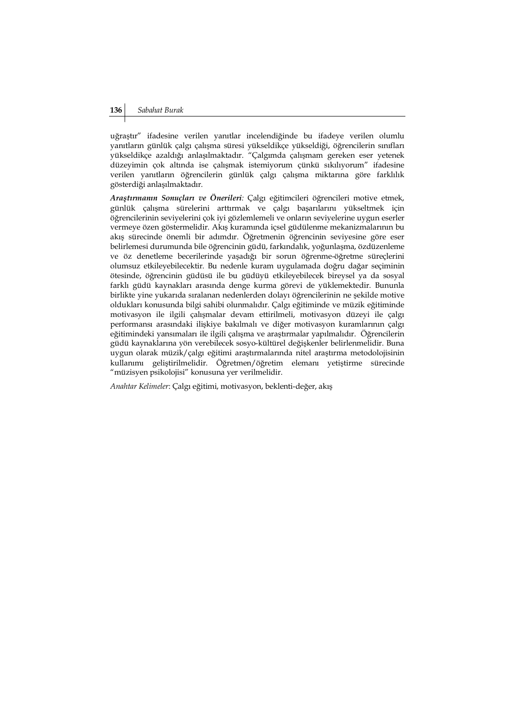uğraştır" ifadesine verilen yanıtlar incelendiğinde bu ifadeye verilen olumlu yanıtların günlük çalgı çalışma süresi yükseldikçe yükseldiği, öğrencilerin sınıfları yükseldikçe azaldığı anlaşılmaktadır. "Çalgımda çalışmam gereken eser yetenek düzeyimin çok altında ise çalışmak istemiyorum çünkü sıkılıyorum" ifadesine verilen yanıtların öğrencilerin günlük çalgı çalışma miktarına göre farklılık gösterdiği anlaşılmaktadır.

***Araştırmanın Sonuçları ve Önerileri:*** Çalgı eğitimcileri öğrencileri motive etmek, günlük çalışma sürelerini arttırmak ve çalgı başarılarını yükseltmek için öğrencilerinin seviyelerini çok iyi gözlemlemeli ve onların seviyelerine uygun eserler vermeye özen göstermelidir. Akış kuramında içsel güdülenme mekanizmalarının bu akış sürecinde önemli bir adımdır. Öğretmenin öğrencinin seviyesine göre eser belirlemesi durumunda bile öğrencinin güdü, farkındalık, yoğunlaşma, özdüzenleme ve öz denetleme becerilerinde yaşadığı bir sorun öğrenme-öğretme süreçlerini olumsuz etkileyebilecektir. Bu nedenle kuram uygulamada doğru dağar seçiminin ötesinde, öğrencinin güdüsü ile bu güdüyü etkileyebilecek bireysel ya da sosyal farklı güdü kaynakları arasında denge kurma görevi de yüklemektedir. Bununla birlikte yine yukarıda sıralanan nedenlerden dolayı öğrencilerinin ne şekilde motive oldukları konusunda bilgi sahibi olunmalıdır. Çalgı eğitiminde ve müzik eğitiminde motivasyon ile ilgili çalışmalar devam ettirilmeli, motivasyon düzeyi ile çalgı performansı arasındaki ilişkiye bakılmalı ve diğer motivasyon kuramlarının çalgı eğitimindeki yansımaları ile ilgili çalışma ve araştırmalar yapılmalıdır. Öğrencilerin güdü kaynaklarına yön verebilecek sosyo-kültürel değişkenler belirlenmelidir. Buna uygun olarak müzik/çalgı eğitimi araştırmalarında nitel araştırma metodolojisinin kullanımı geliştirilmelidir. Öğretmen/öğretim elemanı yetiştirme sürecinde "müzisyen psikolojisi" konusuna yer verilmelidir.

*Anahtar Kelimeler*: Çalgı eğitimi, motivasyon, beklenti-değer, akış